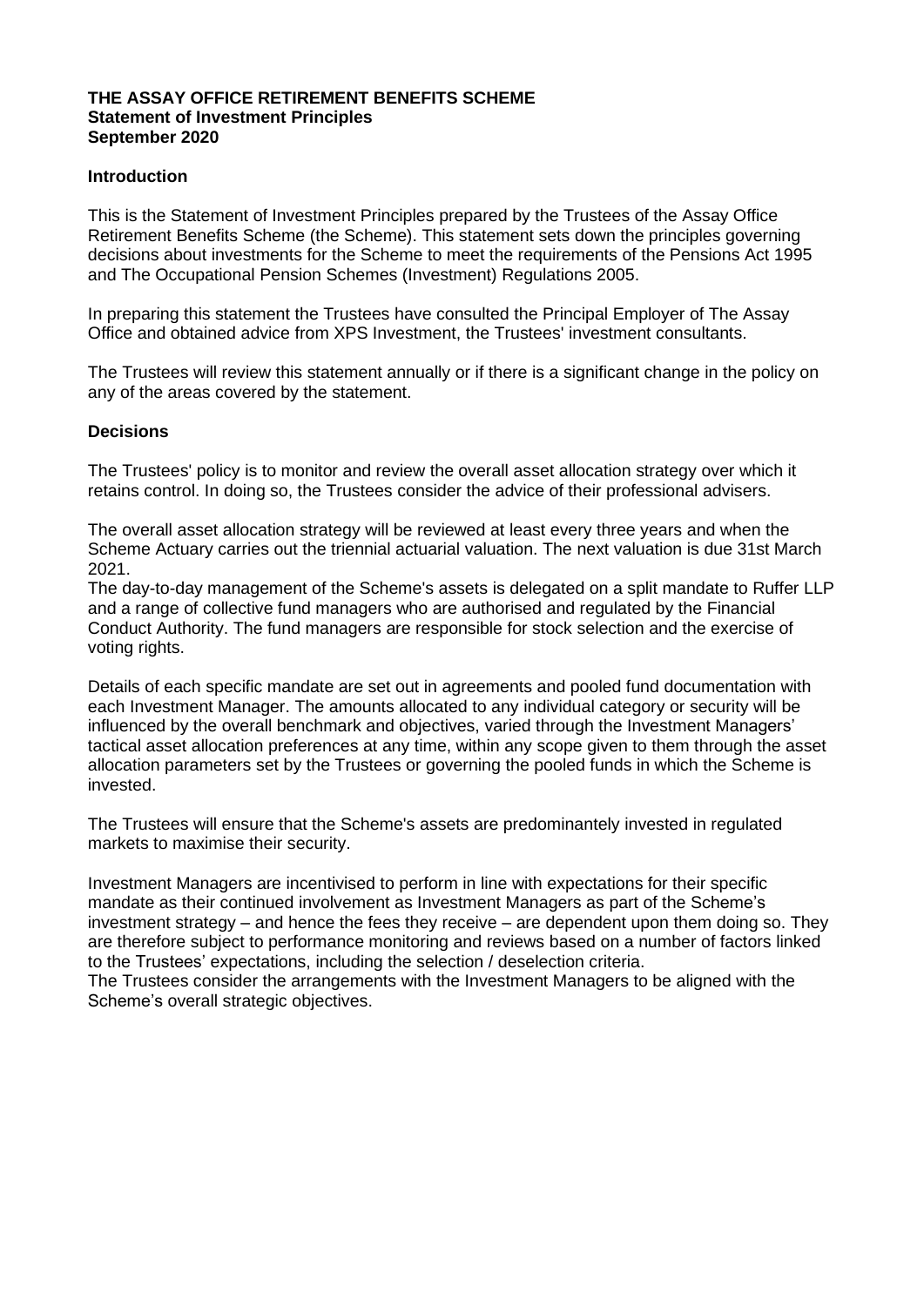**THE ASSAY OFFICE RETIREMENT BENEFITS SCHEME**
**Statement of Investment Principles**
**September 2020**

## Introduction

This is the Statement of Investment Principles prepared by the Trustees of the Assay Office Retirement Benefits Scheme (the Scheme). This statement sets down the principles governing decisions about investments for the Scheme to meet the requirements of the Pensions Act 1995 and The Occupational Pension Schemes (Investment) Regulations 2005.

In preparing this statement the Trustees have consulted the Principal Employer of The Assay Office and obtained advice from XPS Investment, the Trustees' investment consultants.

The Trustees will review this statement annually or if there is a significant change in the policy on any of the areas covered by the statement.

## Decisions

The Trustees' policy is to monitor and review the overall asset allocation strategy over which it retains control. In doing so, the Trustees consider the advice of their professional advisers.

The overall asset allocation strategy will be reviewed at least every three years and when the Scheme Actuary carries out the triennial actuarial valuation. The next valuation is due 31st March 2021.

The day-to-day management of the Scheme's assets is delegated on a split mandate to Ruffer LLP and a range of collective fund managers who are authorised and regulated by the Financial Conduct Authority. The fund managers are responsible for stock selection and the exercise of voting rights.

Details of each specific mandate are set out in agreements and pooled fund documentation with each Investment Manager. The amounts allocated to any individual category or security will be influenced by the overall benchmark and objectives, varied through the Investment Managers' tactical asset allocation preferences at any time, within any scope given to them through the asset allocation parameters set by the Trustees or governing the pooled funds in which the Scheme is invested.

The Trustees will ensure that the Scheme's assets are predominantly invested in regulated markets to maximise their security.

Investment Managers are incentivised to perform in line with expectations for their specific mandate as their continued involvement as Investment Managers as part of the Scheme's investment strategy – and hence the fees they receive – are dependent upon them doing so. They are therefore subject to performance monitoring and reviews based on a number of factors linked to the Trustees' expectations, including the selection / deselection criteria.

The Trustees consider the arrangements with the Investment Managers to be aligned with the Scheme's overall strategic objectives.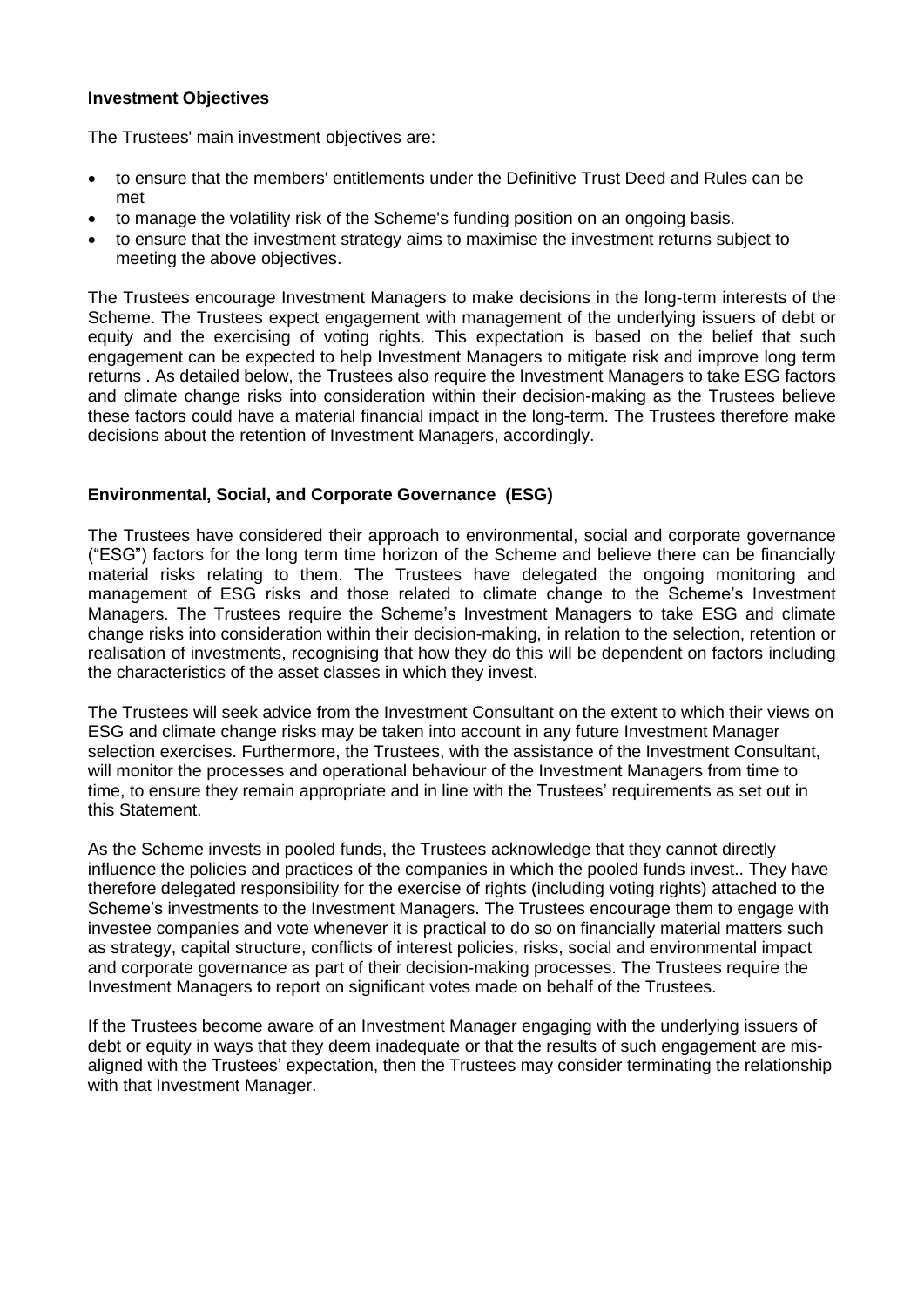**Investment Objectives**

The Trustees' main investment objectives are:

- to ensure that the members' entitlements under the Definitive Trust Deed and Rules can be met
- to manage the volatility risk of the Scheme's funding position on an ongoing basis.
- to ensure that the investment strategy aims to maximise the investment returns subject to meeting the above objectives.

The Trustees encourage Investment Managers to make decisions in the long-term interests of the Scheme. The Trustees expect engagement with management of the underlying issuers of debt or equity and the exercising of voting rights. This expectation is based on the belief that such engagement can be expected to help Investment Managers to mitigate risk and improve long term returns . As detailed below, the Trustees also require the Investment Managers to take ESG factors and climate change risks into consideration within their decision-making as the Trustees believe these factors could have a material financial impact in the long-term. The Trustees therefore make decisions about the retention of Investment Managers, accordingly.

**Environmental, Social, and Corporate Governance (ESG)**

The Trustees have considered their approach to environmental, social and corporate governance ("ESG") factors for the long term time horizon of the Scheme and believe there can be financially material risks relating to them. The Trustees have delegated the ongoing monitoring and management of ESG risks and those related to climate change to the Scheme's Investment Managers. The Trustees require the Scheme's Investment Managers to take ESG and climate change risks into consideration within their decision-making, in relation to the selection, retention or realisation of investments, recognising that how they do this will be dependent on factors including the characteristics of the asset classes in which they invest.

The Trustees will seek advice from the Investment Consultant on the extent to which their views on ESG and climate change risks may be taken into account in any future Investment Manager selection exercises. Furthermore, the Trustees, with the assistance of the Investment Consultant, will monitor the processes and operational behaviour of the Investment Managers from time to time, to ensure they remain appropriate and in line with the Trustees' requirements as set out in this Statement.

As the Scheme invests in pooled funds, the Trustees acknowledge that they cannot directly influence the policies and practices of the companies in which the pooled funds invest.. They have therefore delegated responsibility for the exercise of rights (including voting rights) attached to the Scheme's investments to the Investment Managers. The Trustees encourage them to engage with investee companies and vote whenever it is practical to do so on financially material matters such as strategy, capital structure, conflicts of interest policies, risks, social and environmental impact and corporate governance as part of their decision-making processes. The Trustees require the Investment Managers to report on significant votes made on behalf of the Trustees.

If the Trustees become aware of an Investment Manager engaging with the underlying issuers of debt or equity in ways that they deem inadequate or that the results of such engagement are mis-aligned with the Trustees' expectation, then the Trustees may consider terminating the relationship with that Investment Manager.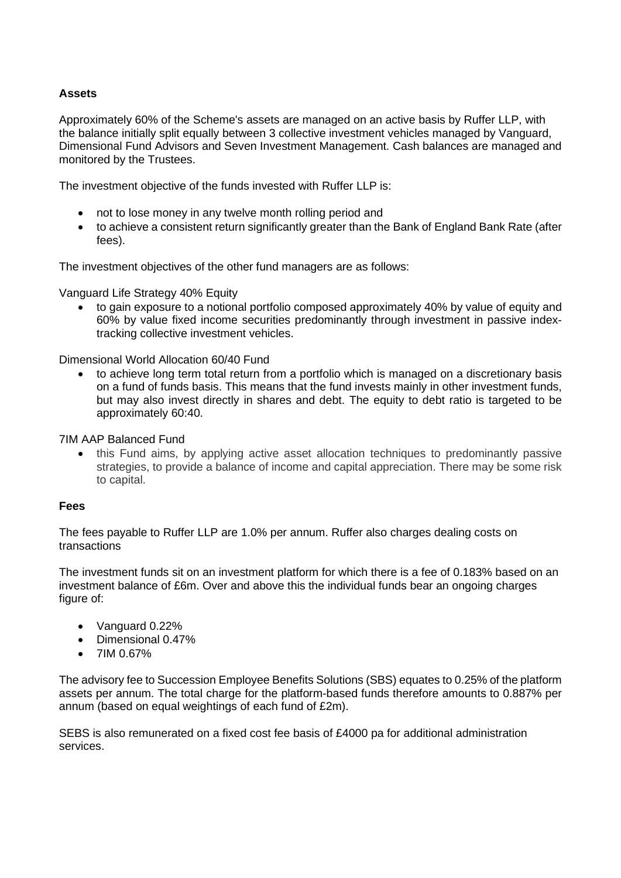**Assets**

Approximately 60% of the Scheme's assets are managed on an active basis by Ruffer LLP, with the balance initially split equally between 3 collective investment vehicles managed by Vanguard, Dimensional Fund Advisors and Seven Investment Management. Cash balances are managed and monitored by the Trustees.

The investment objective of the funds invested with Ruffer LLP is:

- not to lose money in any twelve month rolling period and
- to achieve a consistent return significantly greater than the Bank of England Bank Rate (after fees).

The investment objectives of the other fund managers are as follows:

Vanguard Life Strategy 40% Equity

- to gain exposure to a notional portfolio composed approximately 40% by value of equity and 60% by value fixed income securities predominantly through investment in passive index-tracking collective investment vehicles.

Dimensional World Allocation 60/40 Fund

- to achieve long term total return from a portfolio which is managed on a discretionary basis on a fund of funds basis. This means that the fund invests mainly in other investment funds, but may also invest directly in shares and debt. The equity to debt ratio is targeted to be approximately 60:40.

7IM AAP Balanced Fund

- this Fund aims, by applying active asset allocation techniques to predominantly passive strategies, to provide a balance of income and capital appreciation. There may be some risk to capital.

**Fees**

The fees payable to Ruffer LLP are 1.0% per annum. Ruffer also charges dealing costs on transactions

The investment funds sit on an investment platform for which there is a fee of 0.183% based on an investment balance of £6m. Over and above this the individual funds bear an ongoing charges figure of:

- Vanguard 0.22%
- Dimensional 0.47%
- 7IM 0.67%

The advisory fee to Succession Employee Benefits Solutions (SBS) equates to 0.25% of the platform assets per annum. The total charge for the platform-based funds therefore amounts to 0.887% per annum (based on equal weightings of each fund of £2m).

SEBS is also remunerated on a fixed cost fee basis of £4000 pa for additional administration services.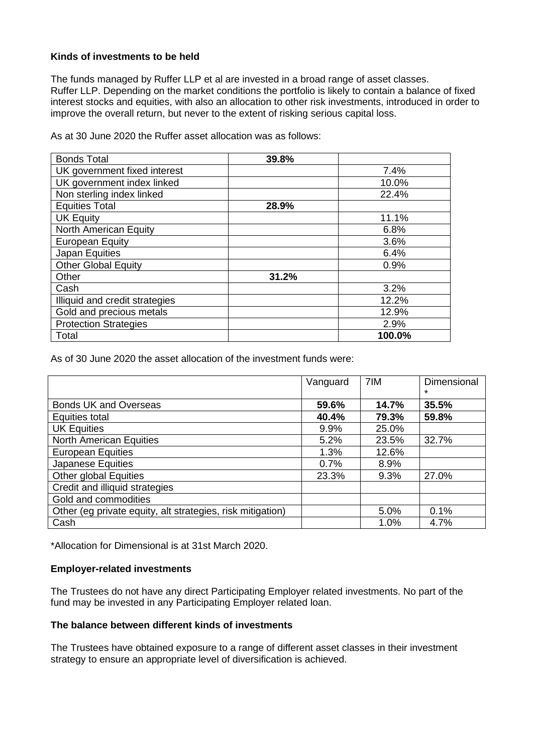**Kinds of investments to be held**

The funds managed by Ruffer LLP et al are invested in a broad range of asset classes. Ruffer LLP. Depending on the market conditions the portfolio is likely to contain a balance of fixed interest stocks and equities, with also an allocation to other risk investments, introduced in order to improve the overall return, but never to the extent of risking serious capital loss.

As at 30 June 2020 the Ruffer asset allocation was as follows:

| | | |
|---|---|---|
| Bonds Total | **39.8%** | |
| UK government fixed interest | | 7.4% |
| UK government index linked | | 10.0% |
| Non sterling index linked | | 22.4% |
| Equities Total | **28.9%** | |
| UK Equity | | 11.1% |
| North American Equity | | 6.8% |
| European Equity | | 3.6% |
| Japan Equities | | 6.4% |
| Other Global Equity | | 0.9% |
| Other | **31.2%** | |
| Cash | | 3.2% |
| Illiquid and credit strategies | | 12.2% |
| Gold and precious metals | | 12.9% |
| Protection Strategies | | 2.9% |
| Total | | **100.0%** |

As of 30 June 2020 the asset allocation of the investment funds were:

| | Vanguard | 7IM | Dimensional * |
|---|---|---|---|
| Bonds UK and Overseas | **59.6%** | **14.7%** | **35.5%** |
| Equities total | **40.4%** | **79.3%** | **59.8%** |
| UK Equities | 9.9% | 25.0% | |
| North American Equities | 5.2% | 23.5% | 32.7% |
| European Equities | 1.3% | 12.6% | |
| Japanese Equities | 0.7% | 8.9% | |
| Other global Equities | 23.3% | 9.3% | 27.0% |
| Credit and illiquid strategies | | | |
| Gold and commodities | | | |
| Other (eg private equity, alt strategies, risk mitigation) | | 5.0% | 0.1% |
| Cash | | 1.0% | 4.7% |

*Allocation for Dimensional is at 31st March 2020.

**Employer-related investments**

The Trustees do not have any direct Participating Employer related investments. No part of the fund may be invested in any Participating Employer related loan.

**The balance between different kinds of investments**

The Trustees have obtained exposure to a range of different asset classes in their investment strategy to ensure an appropriate level of diversification is achieved.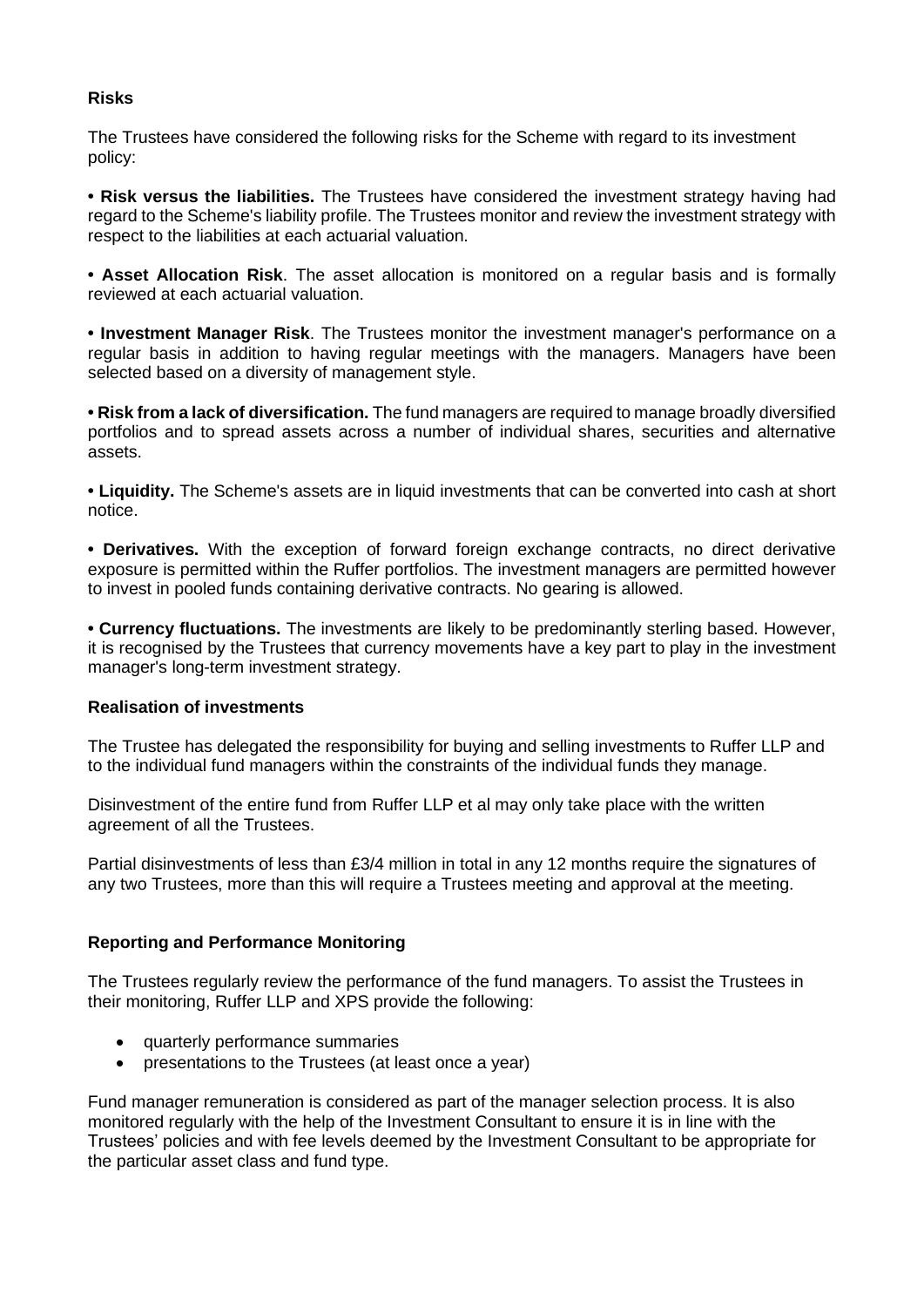**Risks**

The Trustees have considered the following risks for the Scheme with regard to its investment policy:

• **Risk versus the liabilities.** The Trustees have considered the investment strategy having had regard to the Scheme's liability profile. The Trustees monitor and review the investment strategy with respect to the liabilities at each actuarial valuation.

• **Asset Allocation Risk**. The asset allocation is monitored on a regular basis and is formally reviewed at each actuarial valuation.

• **Investment Manager Risk**. The Trustees monitor the investment manager's performance on a regular basis in addition to having regular meetings with the managers. Managers have been selected based on a diversity of management style.

• **Risk from a lack of diversification.** The fund managers are required to manage broadly diversified portfolios and to spread assets across a number of individual shares, securities and alternative assets.

• **Liquidity.** The Scheme's assets are in liquid investments that can be converted into cash at short notice.

• **Derivatives.** With the exception of forward foreign exchange contracts, no direct derivative exposure is permitted within the Ruffer portfolios. The investment managers are permitted however to invest in pooled funds containing derivative contracts. No gearing is allowed.

• **Currency fluctuations.** The investments are likely to be predominantly sterling based. However, it is recognised by the Trustees that currency movements have a key part to play in the investment manager's long-term investment strategy.

**Realisation of investments**

The Trustee has delegated the responsibility for buying and selling investments to Ruffer LLP and to the individual fund managers within the constraints of the individual funds they manage.

Disinvestment of the entire fund from Ruffer LLP et al may only take place with the written agreement of all the Trustees.

Partial disinvestments of less than £3/4 million in total in any 12 months require the signatures of any two Trustees, more than this will require a Trustees meeting and approval at the meeting.

**Reporting and Performance Monitoring**

The Trustees regularly review the performance of the fund managers. To assist the Trustees in their monitoring, Ruffer LLP and XPS provide the following:

- quarterly performance summaries
- presentations to the Trustees (at least once a year)

Fund manager remuneration is considered as part of the manager selection process. It is also monitored regularly with the help of the Investment Consultant to ensure it is in line with the Trustees' policies and with fee levels deemed by the Investment Consultant to be appropriate for the particular asset class and fund type.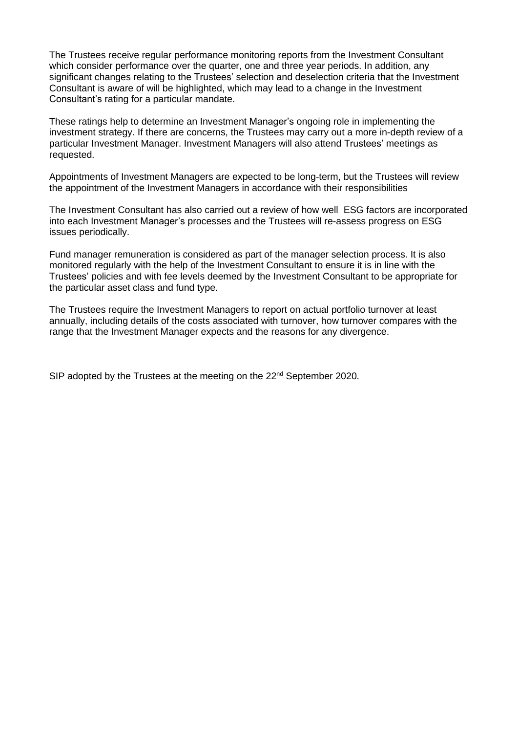The Trustees receive regular performance monitoring reports from the Investment Consultant which consider performance over the quarter, one and three year periods. In addition, any significant changes relating to the Trustees' selection and deselection criteria that the Investment Consultant is aware of will be highlighted, which may lead to a change in the Investment Consultant's rating for a particular mandate.

These ratings help to determine an Investment Manager's ongoing role in implementing the investment strategy. If there are concerns, the Trustees may carry out a more in-depth review of a particular Investment Manager. Investment Managers will also attend Trustees' meetings as requested.

Appointments of Investment Managers are expected to be long-term, but the Trustees will review the appointment of the Investment Managers in accordance with their responsibilities

The Investment Consultant has also carried out a review of how well ESG factors are incorporated into each Investment Manager's processes and the Trustees will re-assess progress on ESG issues periodically.

Fund manager remuneration is considered as part of the manager selection process. It is also monitored regularly with the help of the Investment Consultant to ensure it is in line with the Trustees' policies and with fee levels deemed by the Investment Consultant to be appropriate for the particular asset class and fund type.

The Trustees require the Investment Managers to report on actual portfolio turnover at least annually, including details of the costs associated with turnover, how turnover compares with the range that the Investment Manager expects and the reasons for any divergence.

SIP adopted by the Trustees at the meeting on the 22nd September 2020.